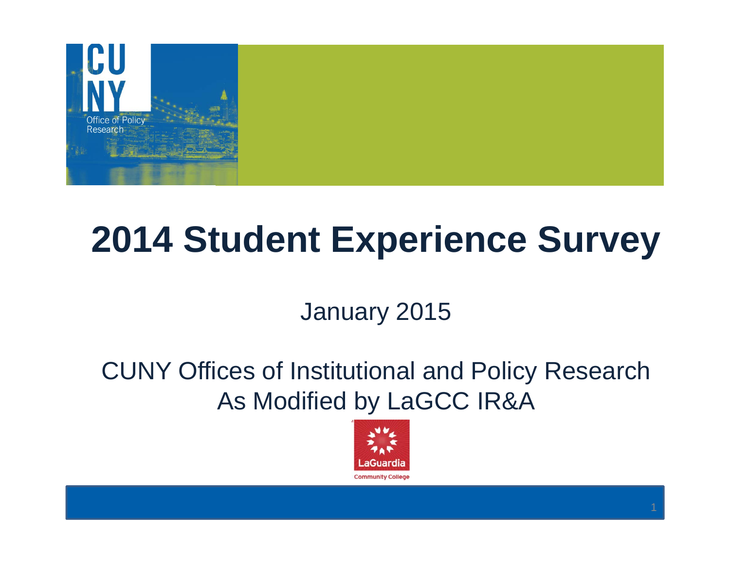# 2014 Student Experience Survey

January 2015

CUNY Offices of Institutional and Policy Research
As Modified by LaGCC IR&A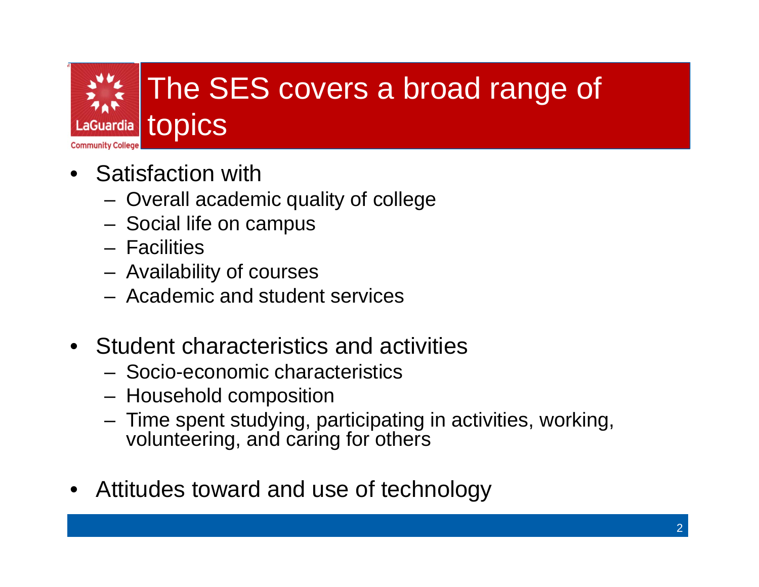# The SES covers a broad range of topics

- Satisfaction with
  - Overall academic quality of college
  - Social life on campus
  - Facilities
  - Availability of courses
  - Academic and student services

- Student characteristics and activities
  - Socio-economic characteristics
  - Household composition
  - Time spent studying, participating in activities, working, volunteering, and caring for others

- Attitudes toward and use of technology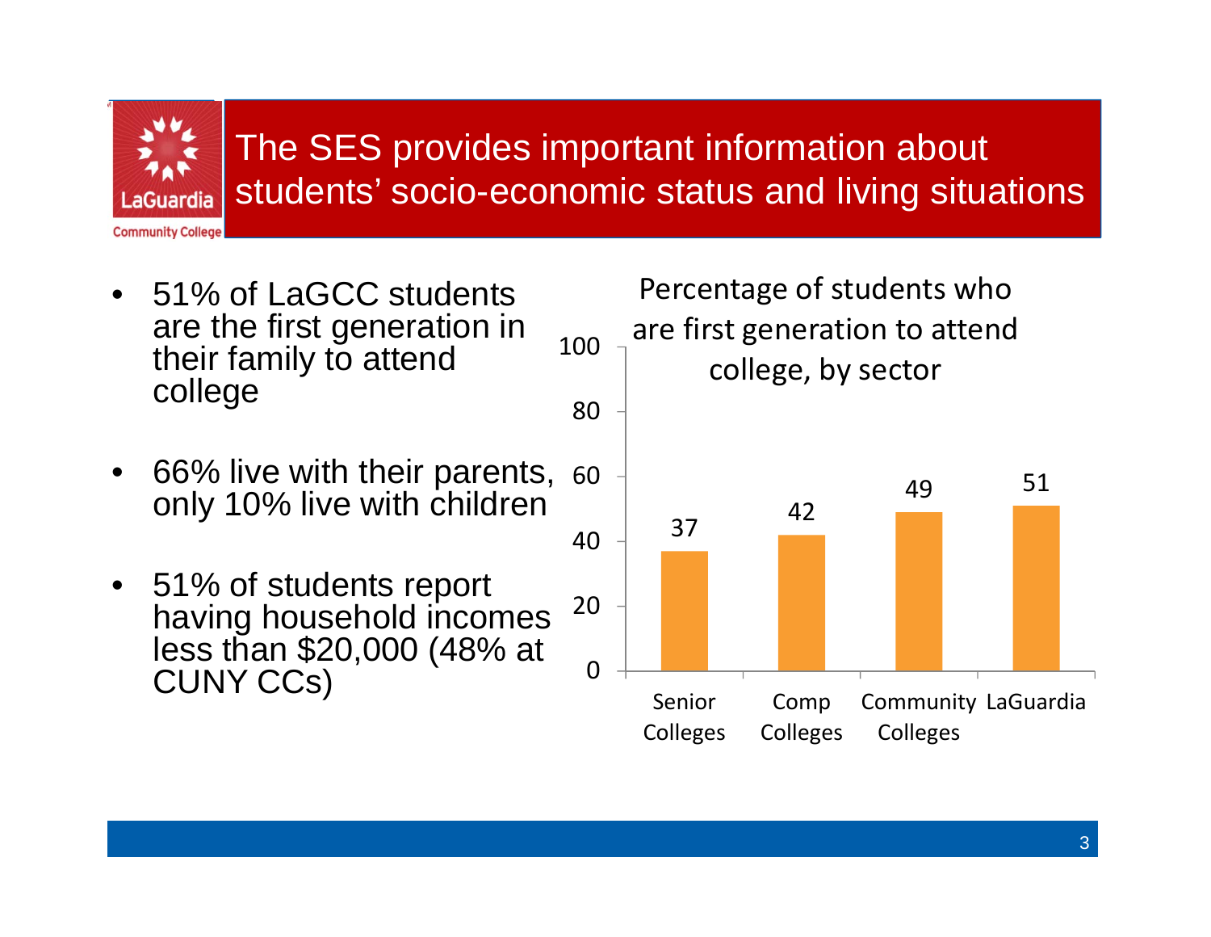# The SES provides important information about students' socio-economic status and living situations

- 51% of LaGCC students are the first generation in their family to attend college
- 66% live with their parents, only 10% live with children
- 51% of students report having household incomes less than $20,000 (48% at CUNY CCs)

**Percentage of students who are first generation to attend college, by sector**

| Sector | Percentage |
|---|---|
| Senior Colleges | 37 |
| Comp Colleges | 42 |
| Community Colleges | 49 |
| LaGuardia | 51 |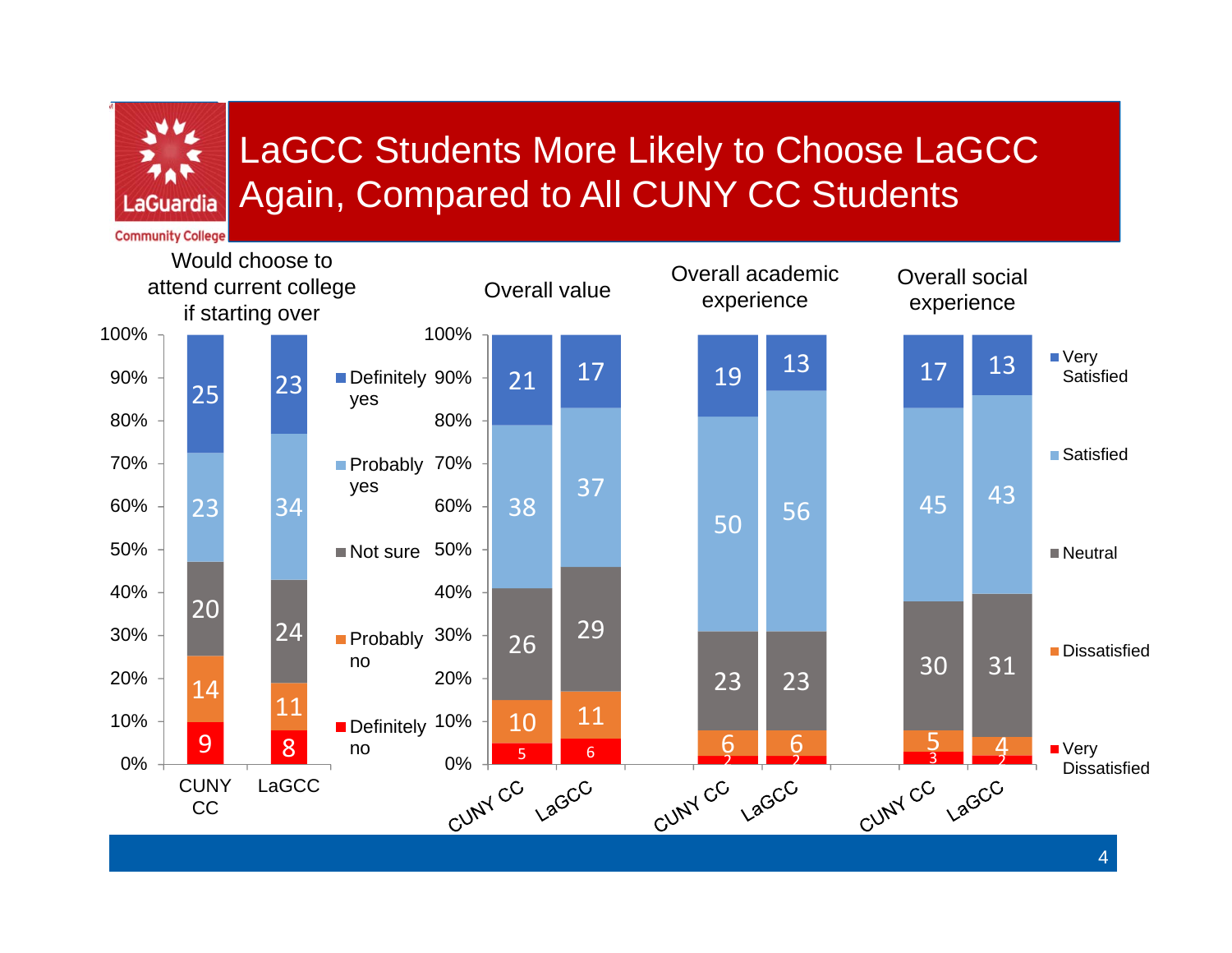# LaGCC Students More Likely to Choose LaGCC Again, Compared to All CUNY CC Students

**Would choose to attend current college if starting over**

| | CUNY CC | LaGCC |
|---|---|---|
| Definitely yes | 25 | 23 |
| Probably yes | 23 | 34 |
| Not sure | 20 | 24 |
| Probably no | 14 | 11 |
| Definitely no | 9 | 8 |

**Overall value / Overall academic experience / Overall social experience**

| | Overall value – CUNY CC | Overall value – LaGCC | Overall academic experience – CUNY CC | Overall academic experience – LaGCC | Overall social experience – CUNY CC | Overall social experience – LaGCC |
|---|---|---|---|---|---|---|
| Very Satisfied | 21 | 17 | 19 | 13 | 17 | 13 |
| Satisfied | 38 | 37 | 50 | 56 | 45 | 43 |
| Neutral | 26 | 29 | 23 | 23 | 30 | 31 |
| Dissatisfied | 10 | 11 | 6 | 6 | 5 | 4 |
| Very Dissatisfied | 5 | 6 | 2 | 2 | 3 | 2 |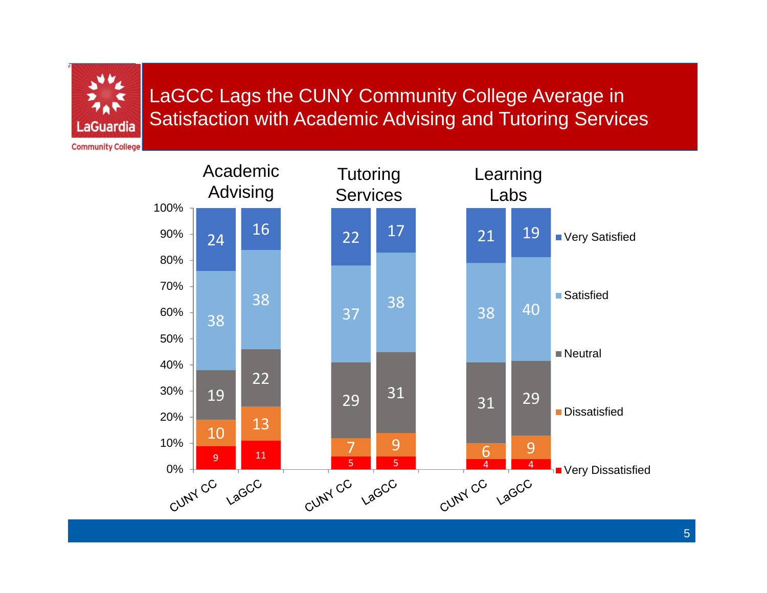# LaGCC Lags the CUNY Community College Average in Satisfaction with Academic Advising and Tutoring Services

| | Academic Advising | | Tutoring Services | | Learning Labs | |
|---|---|---|---|---|---|---|
| | CUNY CC | LaGCC | CUNY CC | LaGCC | CUNY CC | LaGCC |
| Very Satisfied | 24 | 16 | 22 | 17 | 21 | 19 |
| Satisfied | 38 | 38 | 37 | 38 | 38 | 40 |
| Neutral | 19 | 22 | 29 | 31 | 31 | 29 |
| Dissatisfied | 10 | 13 | 7 | 9 | 6 | 9 |
| Very Dissatisfied | 9 | 11 | 5 | 5 | 4 | 4 |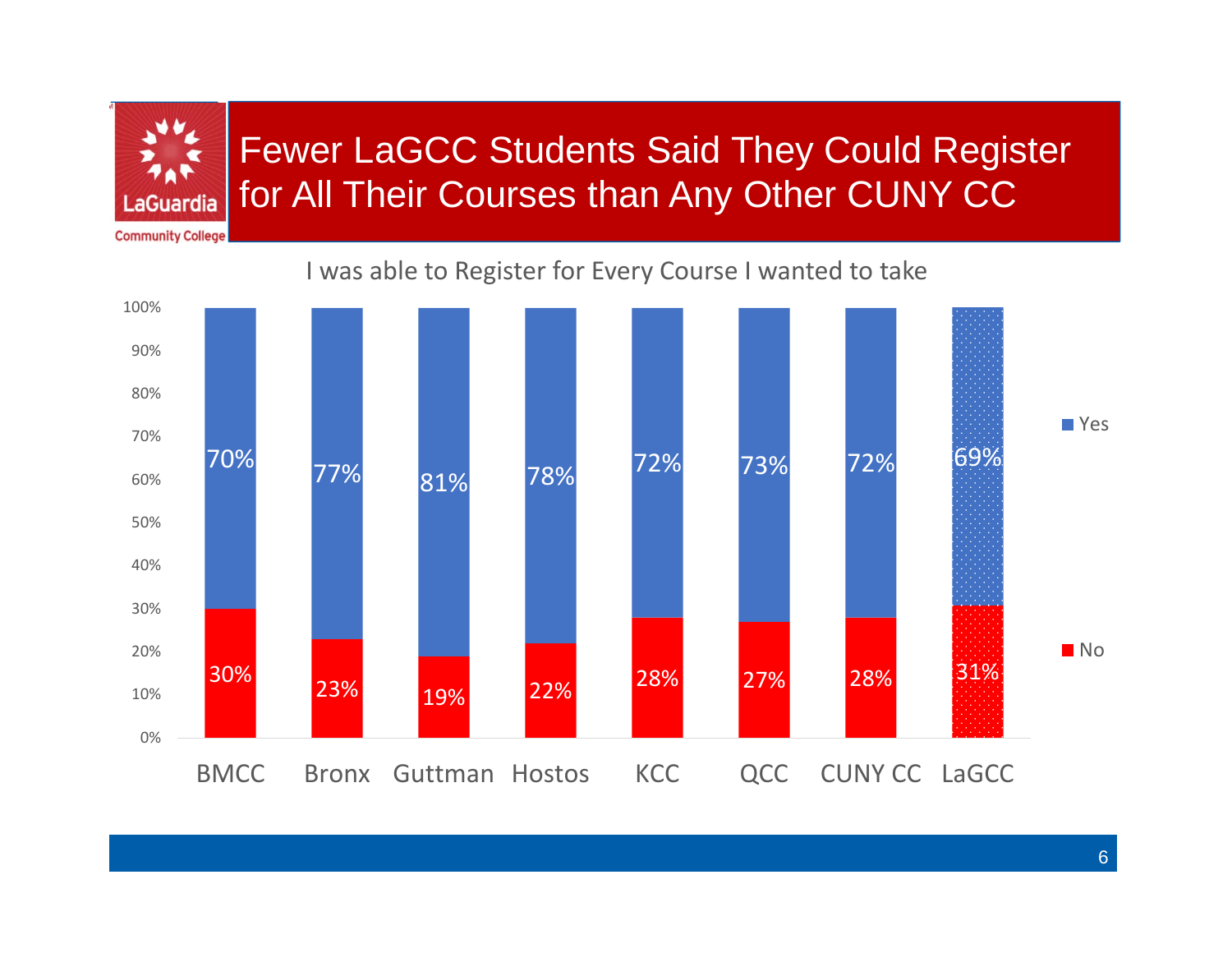# Fewer LaGCC Students Said They Could Register for All Their Courses than Any Other CUNY CC

**I was able to Register for Every Course I wanted to take**

| | BMCC | Bronx | Guttman | Hostos | KCC | QCC | CUNY CC | LaGCC |
|---|---|---|---|---|---|---|---|---|
| Yes | 70% | 77% | 81% | 78% | 72% | 73% | 72% | 69% |
| No | 30% | 23% | 19% | 22% | 28% | 27% | 28% | 31% |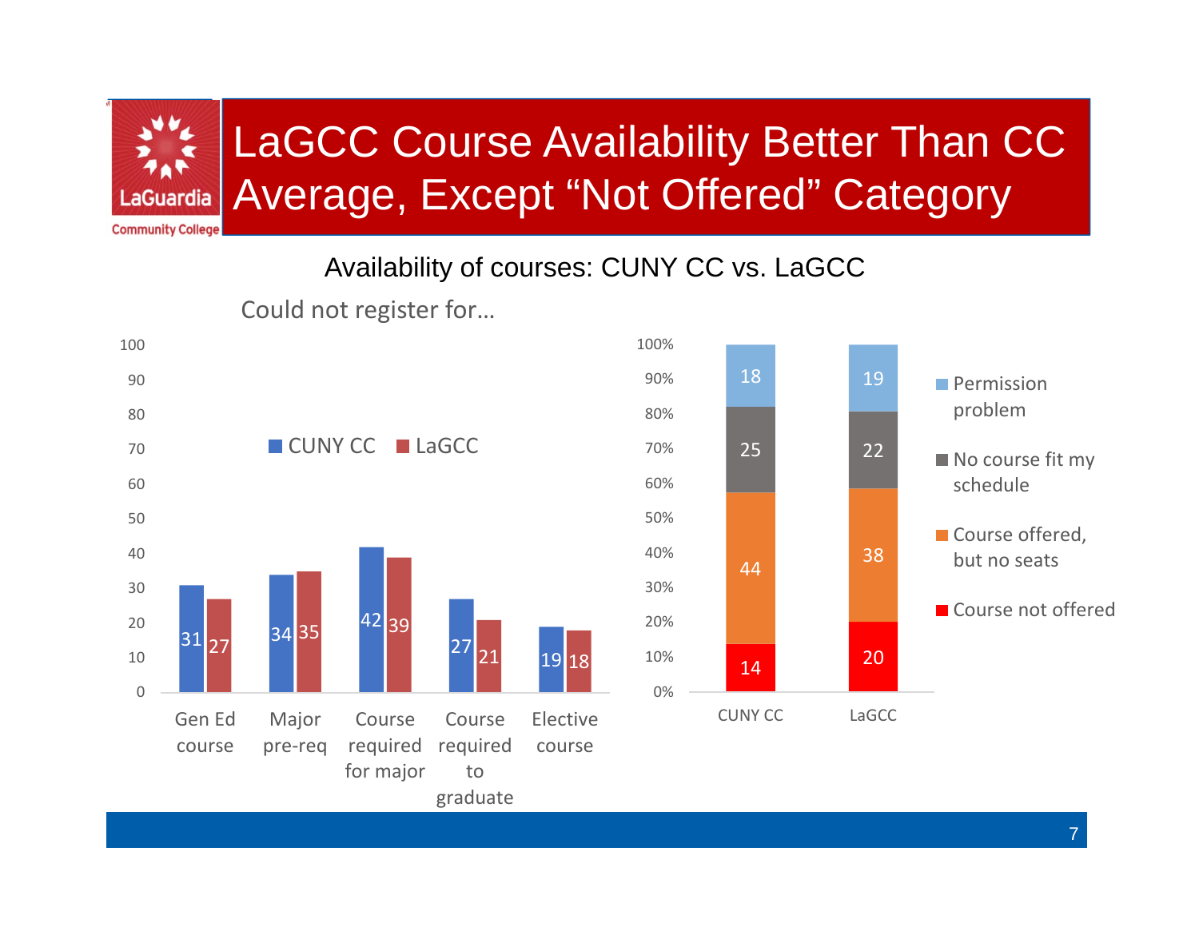# LaGCC Course Availability Better Than CC Average, Except "Not Offered" Category

## Availability of courses: CUNY CC vs. LaGCC

Could not register for…

| | CUNY CC | LaGCC |
|---|---|---|
| Gen Ed course | 31 | 27 |
| Major pre-req | 34 | 35 |
| Course required for major | 42 | 39 |
| Course required to graduate | 27 | 21 |
| Elective course | 19 | 18 |

| | CUNY CC | LaGCC |
|---|---|---|
| Permission problem | 18 | 19 |
| No course fit my schedule | 25 | 22 |
| Course offered, but no seats | 44 | 38 |
| Course not offered | 14 | 20 |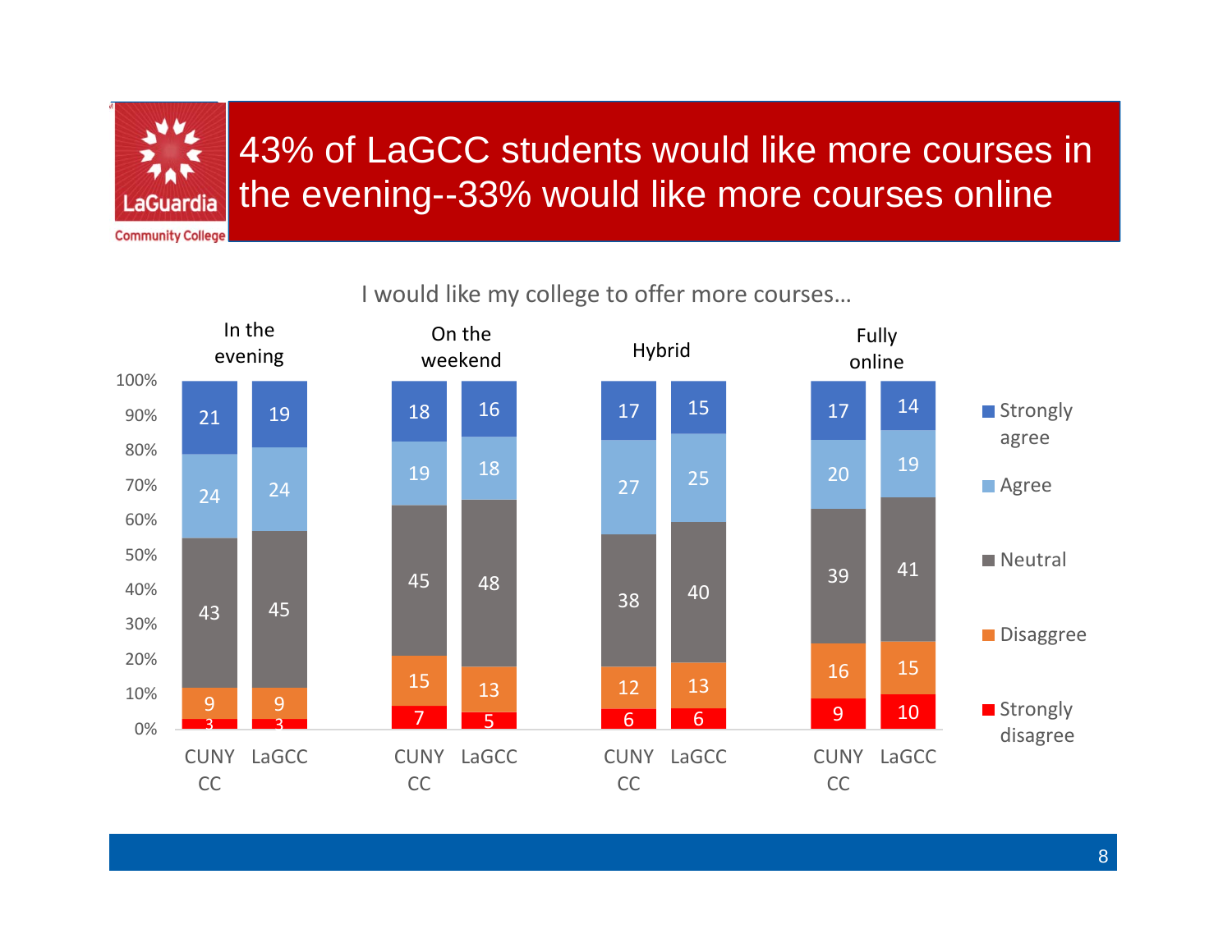# 43% of LaGCC students would like more courses in the evening--33% would like more courses online

I would like my college to offer more courses…

| | In the evening | | On the weekend | | Hybrid | | Fully online | |
|---|---|---|---|---|---|---|---|---|
| | CUNY CC | LaGCC | CUNY CC | LaGCC | CUNY CC | LaGCC | CUNY CC | LaGCC |
| Strongly agree | 21 | 19 | 18 | 16 | 17 | 15 | 17 | 14 |
| Agree | 24 | 24 | 19 | 18 | 27 | 25 | 20 | 19 |
| Neutral | 43 | 45 | 45 | 48 | 38 | 40 | 39 | 41 |
| Disaggree | 9 | 9 | 15 | 13 | 12 | 13 | 16 | 15 |
| Strongly disagree | 3 | 3 | 7 | 5 | 6 | 6 | 9 | 10 |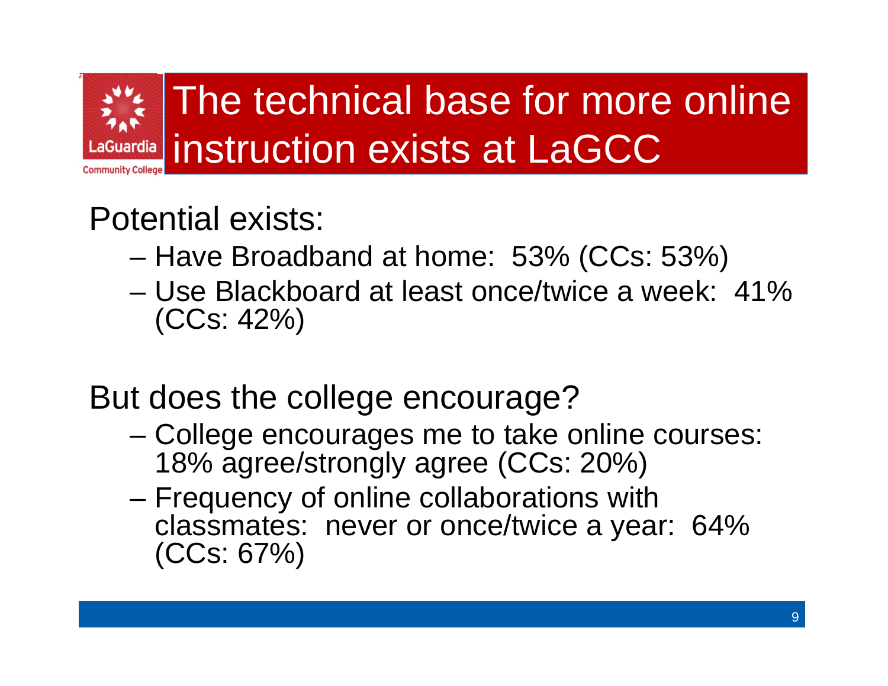# The technical base for more online instruction exists at LaGCC

Potential exists:

- Have Broadband at home: 53% (CCs: 53%)
- Use Blackboard at least once/twice a week: 41% (CCs: 42%)

But does the college encourage?

- College encourages me to take online courses: 18% agree/strongly agree (CCs: 20%)
- Frequency of online collaborations with classmates: never or once/twice a year: 64% (CCs: 67%)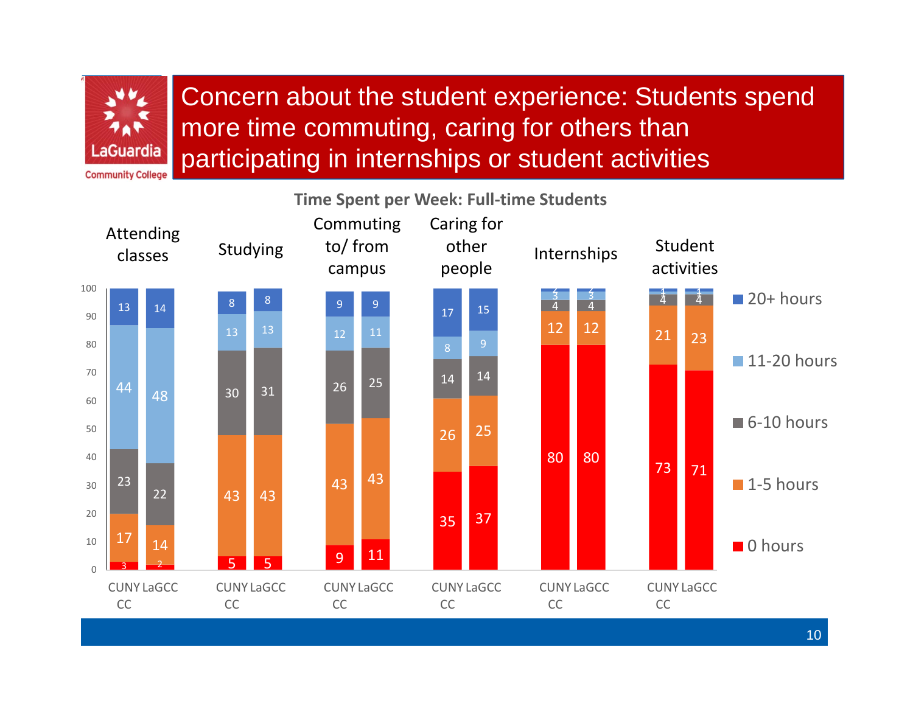# Concern about the student experience: Students spend more time commuting, caring for others than participating in internships or student activities

**Time Spent per Week: Full-time Students**

| Activity | Group | 0 hours | 1-5 hours | 6-10 hours | 11-20 hours | 20+ hours |
|---|---|---|---|---|---|---|
| Attending classes | CUNY CC | 3 | 17 | 23 | 44 | 13 |
| Attending classes | LaGCC | 2 | 14 | 22 | 48 | 14 |
| Studying | CUNY CC | 5 | 43 | 30 | 13 | 8 |
| Studying | LaGCC | 5 | 43 | 31 | 13 | 8 |
| Commuting to/ from campus | CUNY CC | 9 | 43 | 26 | 12 | 9 |
| Commuting to/ from campus | LaGCC | 11 | 43 | 25 | 11 | 9 |
| Caring for other people | CUNY CC | 35 | 26 | 14 | 8 | 17 |
| Caring for other people | LaGCC | 37 | 25 | 14 | 9 | 15 |
| Internships | CUNY CC | 80 | 12 | 4 | 3 | 2 |
| Internships | LaGCC | 80 | 12 | 4 | 3 | 2 |
| Student activities | CUNY CC | 73 | 21 | 4 | 1 | 1 |
| Student activities | LaGCC | 71 | 23 | 4 | 1 | 1 |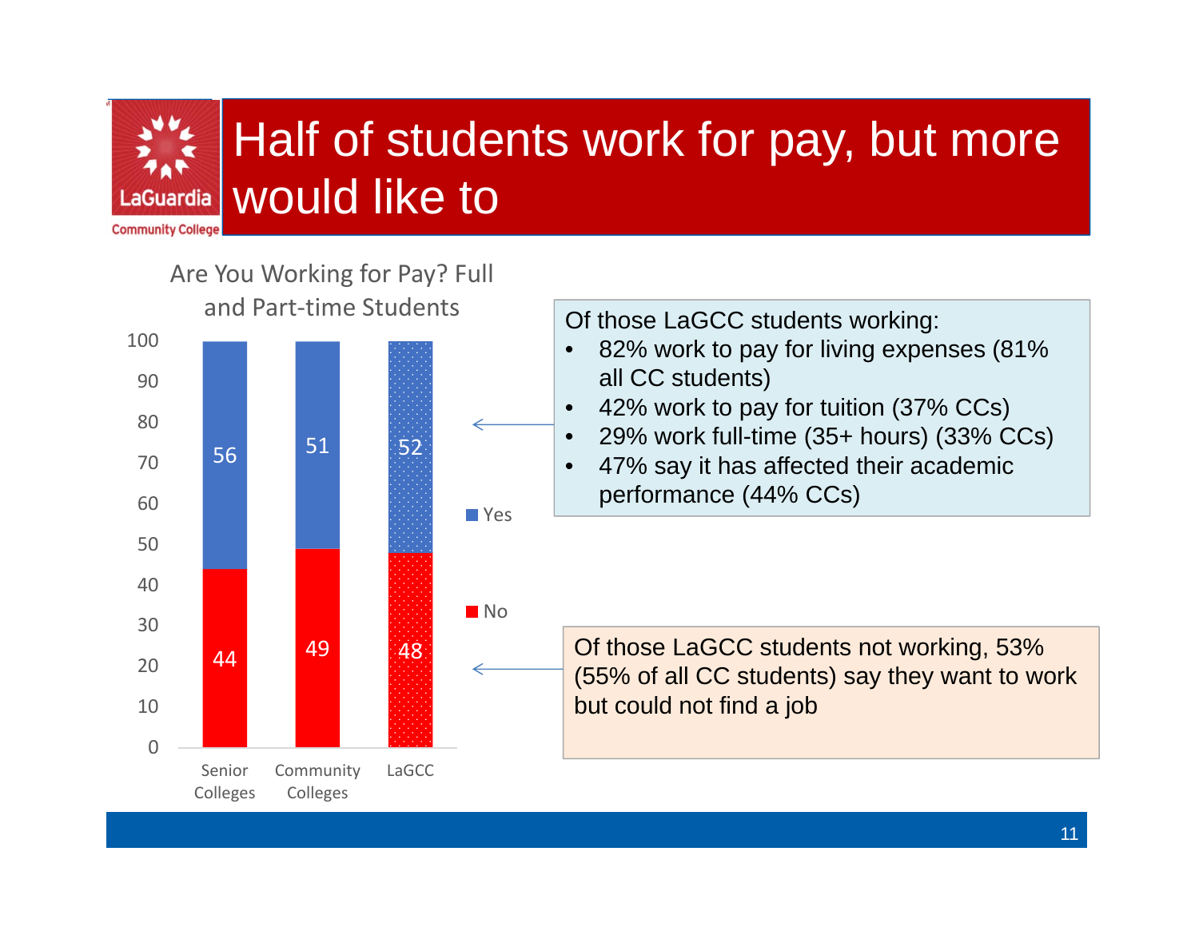# Half of students work for pay, but more would like to

**Are You Working for Pay? Full and Part-time Students**

| | Senior Colleges | Community Colleges | LaGCC |
|---|---|---|---|
| Yes | 56 | 51 | 52 |
| No | 44 | 49 | 48 |

Of those LaGCC students working:

- 82% work to pay for living expenses (81% all CC students)
- 42% work to pay for tuition (37% CCs)
- 29% work full-time (35+ hours) (33% CCs)
- 47% say it has affected their academic performance (44% CCs)

Of those LaGCC students not working, 53% (55% of all CC students) say they want to work but could not find a job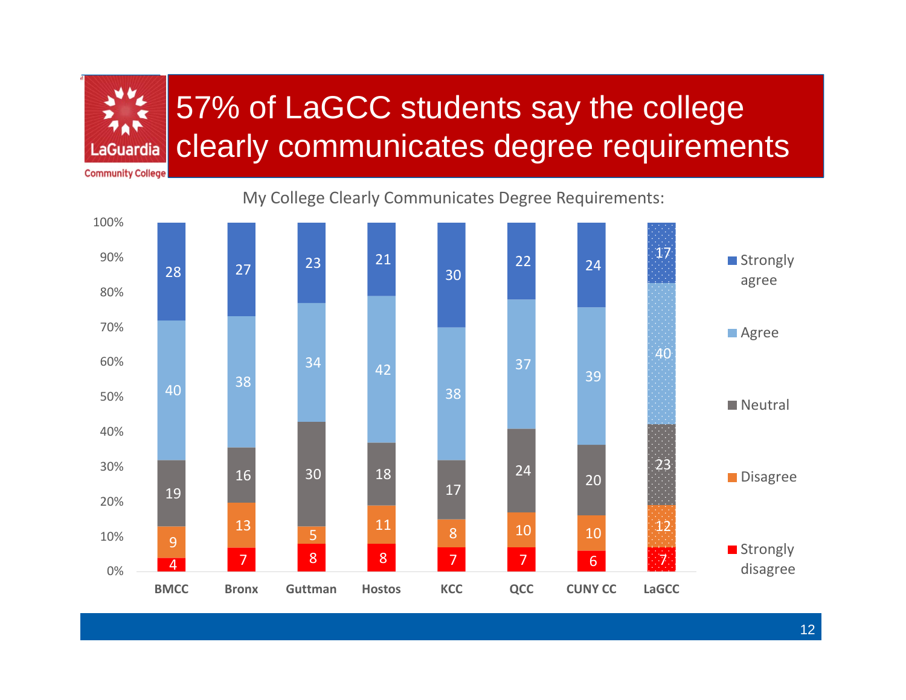# 57% of LaGCC students say the college clearly communicates degree requirements

My College Clearly Communicates Degree Requirements:

| | BMCC | Bronx | Guttman | Hostos | KCC | QCC | CUNY CC | LaGCC |
|---|---|---|---|---|---|---|---|---|
| Strongly agree | 28 | 27 | 23 | 21 | 30 | 22 | 24 | 17 |
| Agree | 40 | 38 | 34 | 42 | 38 | 37 | 39 | 40 |
| Neutral | 19 | 16 | 30 | 18 | 17 | 24 | 20 | 23 |
| Disagree | 9 | 13 | 5 | 11 | 8 | 10 | 10 | 12 |
| Strongly disagree | 4 | 7 | 8 | 8 | 7 | 7 | 6 | 7 |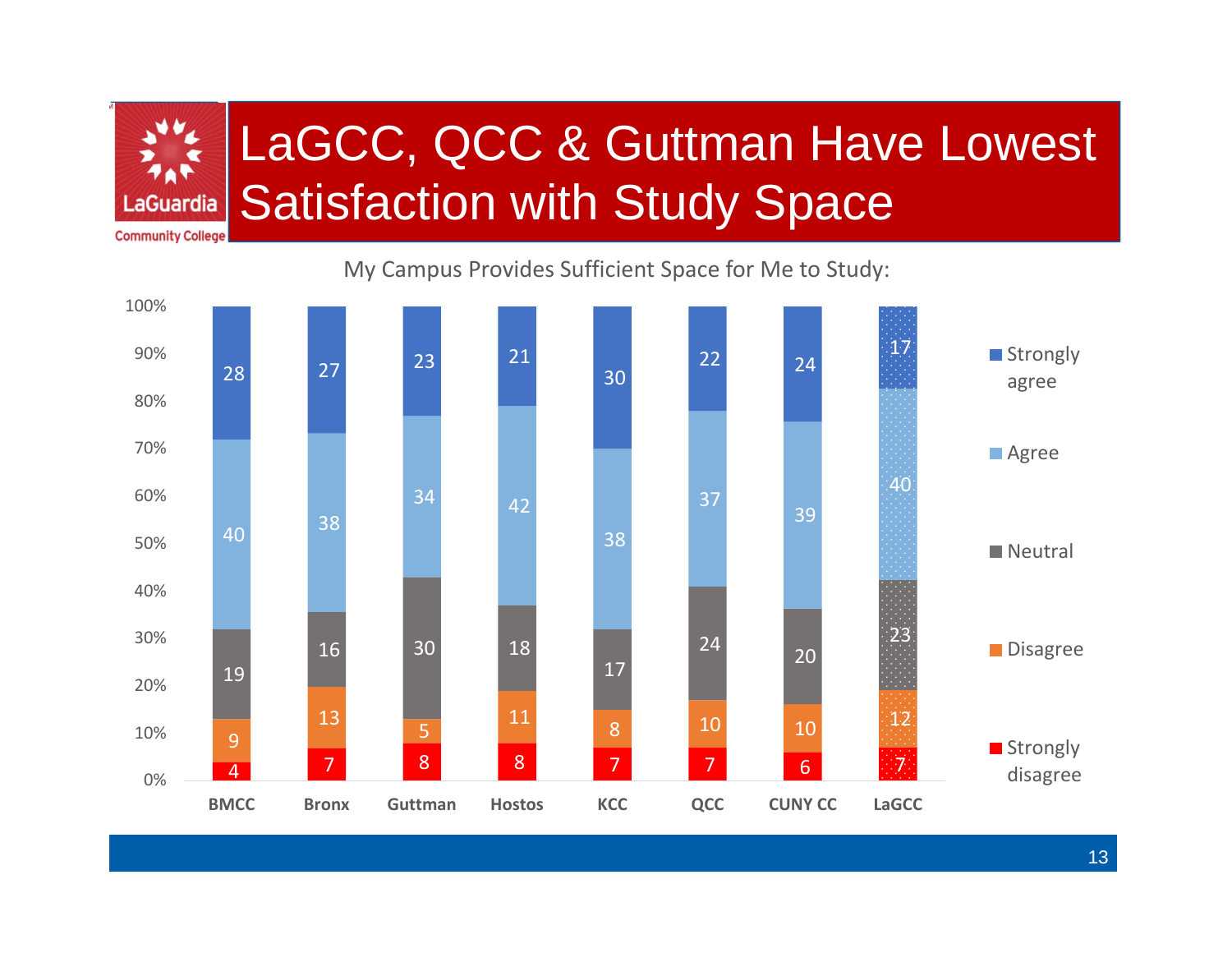# LaGCC, QCC & Guttman Have Lowest Satisfaction with Study Space

My Campus Provides Sufficient Space for Me to Study:

| | BMCC | Bronx | Guttman | Hostos | KCC | QCC | CUNY CC | LaGCC |
|---|---|---|---|---|---|---|---|---|
| Strongly agree | 28 | 27 | 23 | 21 | 30 | 22 | 24 | 17 |
| Agree | 40 | 38 | 34 | 42 | 38 | 37 | 39 | 40 |
| Neutral | 19 | 16 | 30 | 18 | 17 | 24 | 20 | 23 |
| Disagree | 9 | 13 | 5 | 11 | 8 | 10 | 10 | 12 |
| Strongly disagree | 4 | 7 | 8 | 8 | 7 | 7 | 6 | 7 |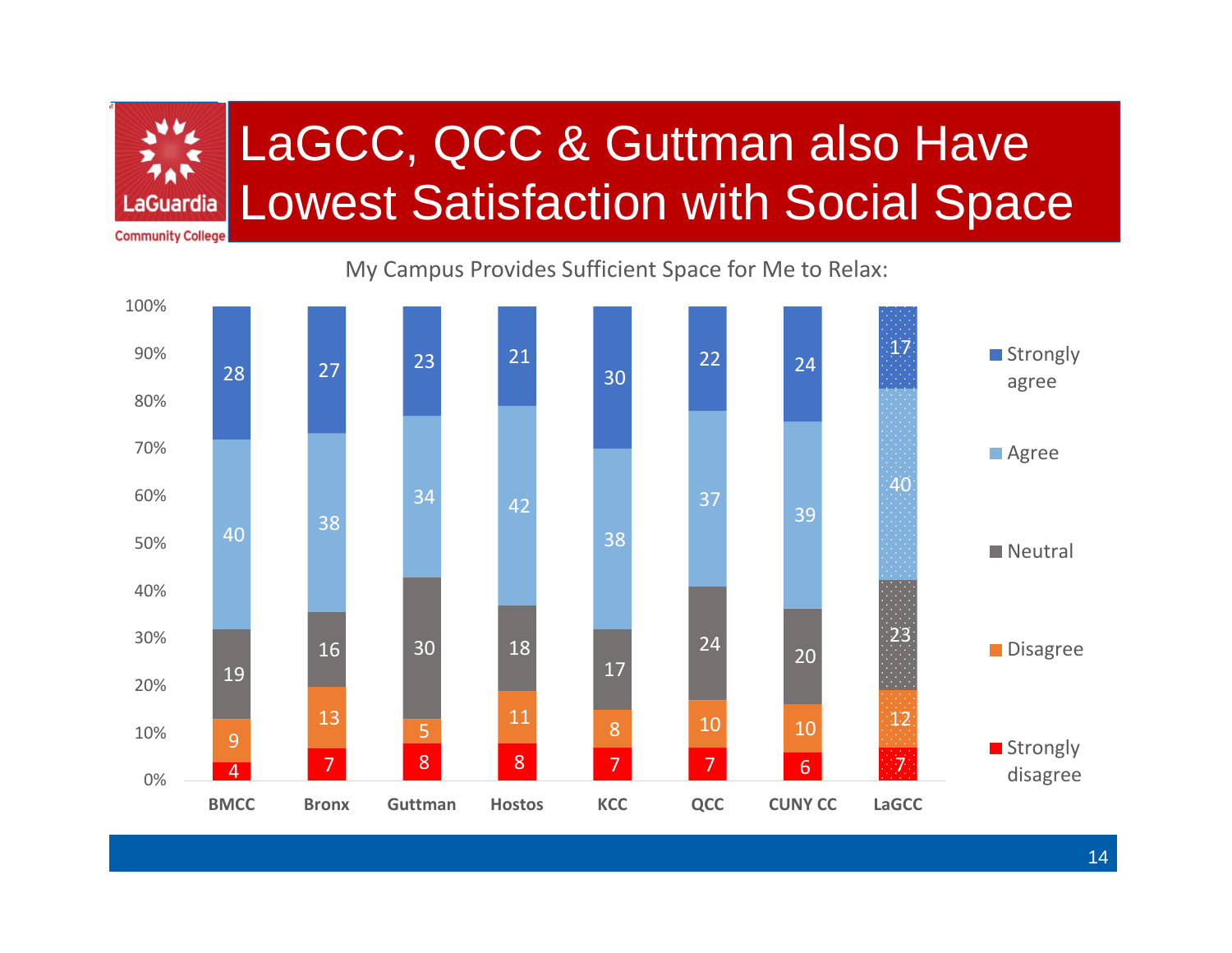# LaGCC, QCC & Guttman also Have Lowest Satisfaction with Social Space

My Campus Provides Sufficient Space for Me to Relax:

| | BMCC | Bronx | Guttman | Hostos | KCC | QCC | CUNY CC | LaGCC |
|---|---|---|---|---|---|---|---|---|
| Strongly agree | 28 | 27 | 23 | 21 | 30 | 22 | 24 | 17 |
| Agree | 40 | 38 | 34 | 42 | 38 | 37 | 39 | 40 |
| Neutral | 19 | 16 | 30 | 18 | 17 | 24 | 20 | 23 |
| Disagree | 9 | 13 | 5 | 11 | 8 | 10 | 10 | 12 |
| Strongly disagree | 4 | 7 | 8 | 8 | 7 | 7 | 6 | 7 |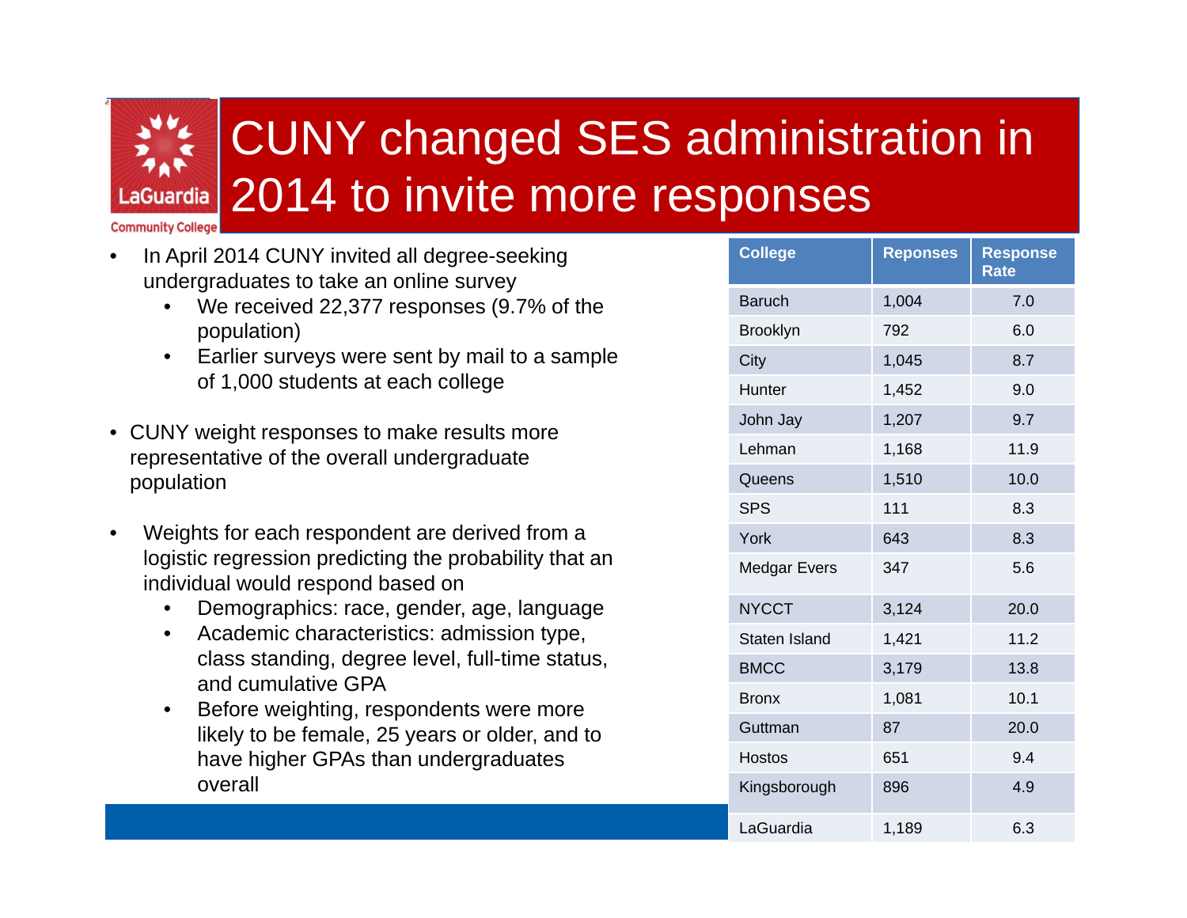# CUNY changed SES administration in 2014 to invite more responses

- In April 2014 CUNY invited all degree-seeking undergraduates to take an online survey
  - We received 22,377 responses (9.7% of the population)
  - Earlier surveys were sent by mail to a sample of 1,000 students at each college
- CUNY weight responses to make results more representative of the overall undergraduate population
- Weights for each respondent are derived from a logistic regression predicting the probability that an individual would respond based on
  - Demographics: race, gender, age, language
  - Academic characteristics: admission type, class standing, degree level, full-time status, and cumulative GPA
  - Before weighting, respondents were more likely to be female, 25 years or older, and to have higher GPAs than undergraduates overall

| College | Reponses | Response Rate |
|---|---|---|
| Baruch | 1,004 | 7.0 |
| Brooklyn | 792 | 6.0 |
| City | 1,045 | 8.7 |
| Hunter | 1,452 | 9.0 |
| John Jay | 1,207 | 9.7 |
| Lehman | 1,168 | 11.9 |
| Queens | 1,510 | 10.0 |
| SPS | 111 | 8.3 |
| York | 643 | 8.3 |
| Medgar Evers | 347 | 5.6 |
| NYCCT | 3,124 | 20.0 |
| Staten Island | 1,421 | 11.2 |
| BMCC | 3,179 | 13.8 |
| Bronx | 1,081 | 10.1 |
| Guttman | 87 | 20.0 |
| Hostos | 651 | 9.4 |
| Kingsborough | 896 | 4.9 |
| LaGuardia | 1,189 | 6.3 |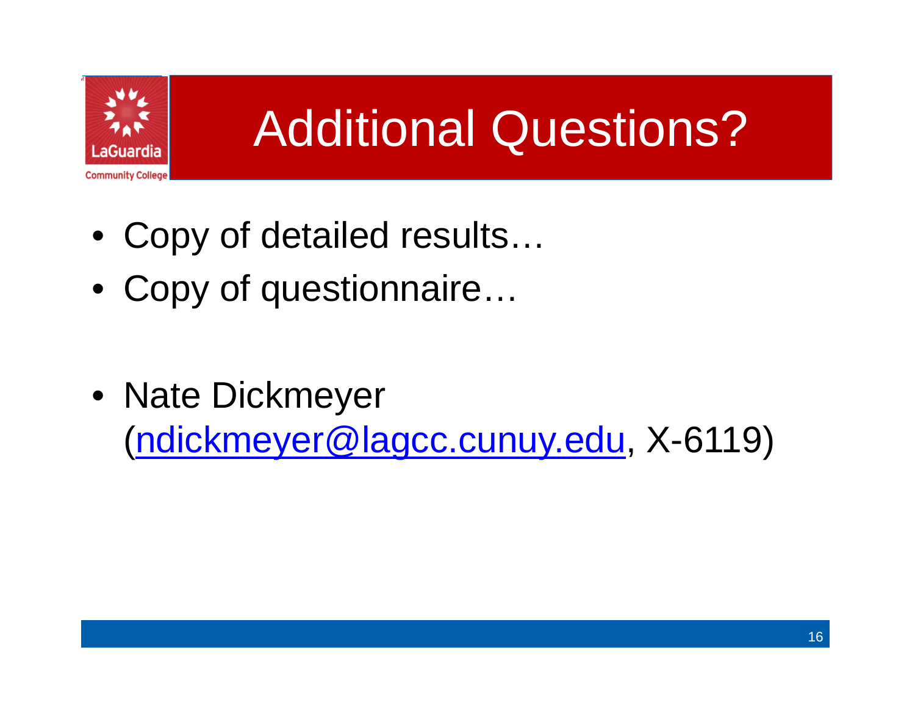# Additional Questions?

- Copy of detailed results…
- Copy of questionnaire…

- Nate Dickmeyer (ndickmeyer@lagcc.cunuy.edu, X-6119)